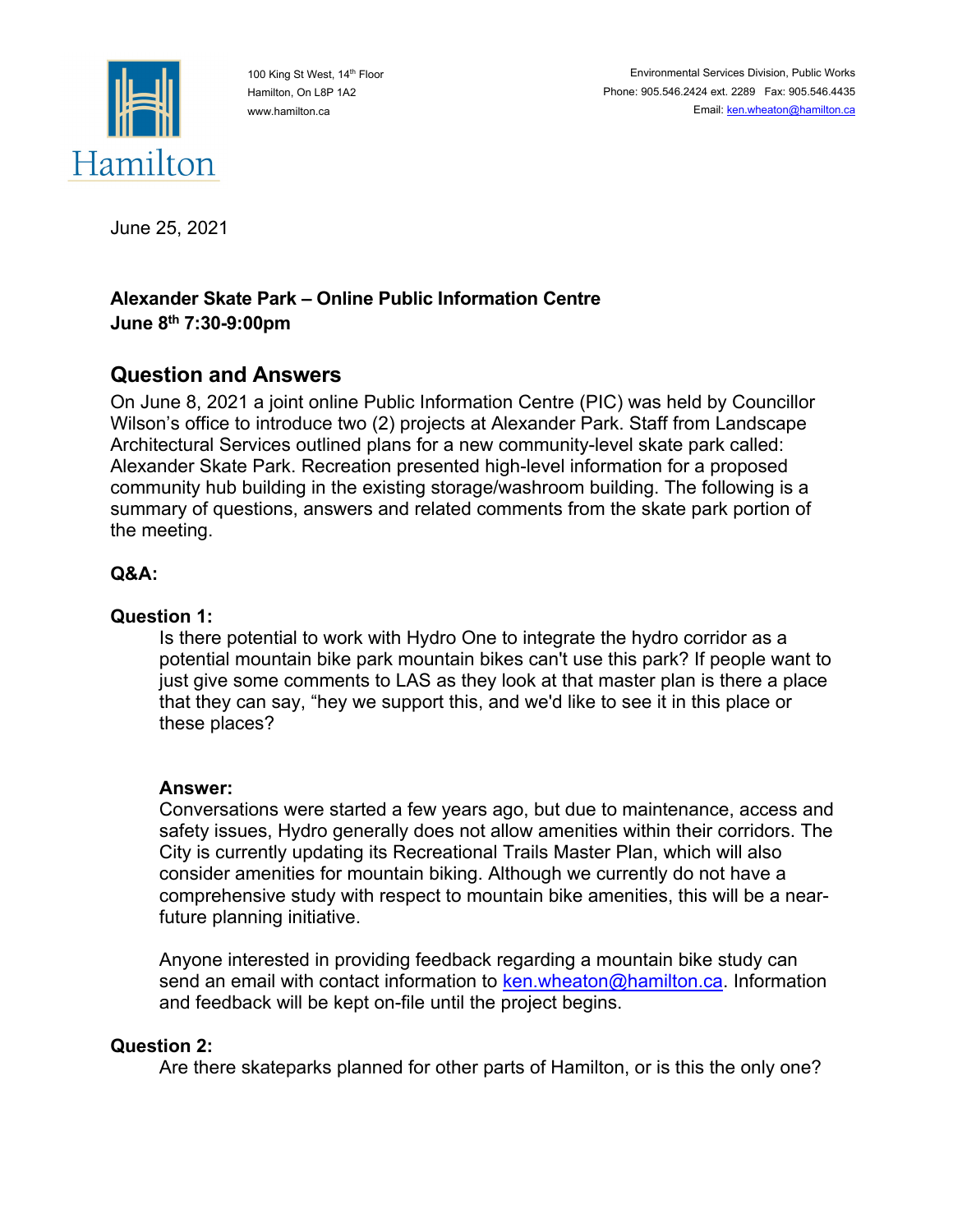Hamilton

100 King St West, 14th Floor
Hamilton, On L8P 1A2
www.hamilton.ca

Environmental Services Division, Public Works
Phone: 905.546.2424 ext. 2289 Fax: 905.546.4435
Email: ken.wheaton@hamilton.ca

June 25, 2021

**Alexander Skate Park – Online Public Information Centre**
**June 8th 7:30-9:00pm**

## Question and Answers

On June 8, 2021 a joint online Public Information Centre (PIC) was held by Councillor Wilson's office to introduce two (2) projects at Alexander Park. Staff from Landscape Architectural Services outlined plans for a new community-level skate park called: Alexander Skate Park. Recreation presented high-level information for a proposed community hub building in the existing storage/washroom building. The following is a summary of questions, answers and related comments from the skate park portion of the meeting.

### Q&A:

**Question 1:**

Is there potential to work with Hydro One to integrate the hydro corridor as a potential mountain bike park mountain bikes can't use this park? If people want to just give some comments to LAS as they look at that master plan is there a place that they can say, "hey we support this, and we'd like to see it in this place or these places?

**Answer:**

Conversations were started a few years ago, but due to maintenance, access and safety issues, Hydro generally does not allow amenities within their corridors. The City is currently updating its Recreational Trails Master Plan, which will also consider amenities for mountain biking. Although we currently do not have a comprehensive study with respect to mountain bike amenities, this will be a near-future planning initiative.

Anyone interested in providing feedback regarding a mountain bike study can send an email with contact information to ken.wheaton@hamilton.ca. Information and feedback will be kept on-file until the project begins.

**Question 2:**

Are there skateparks planned for other parts of Hamilton, or is this the only one?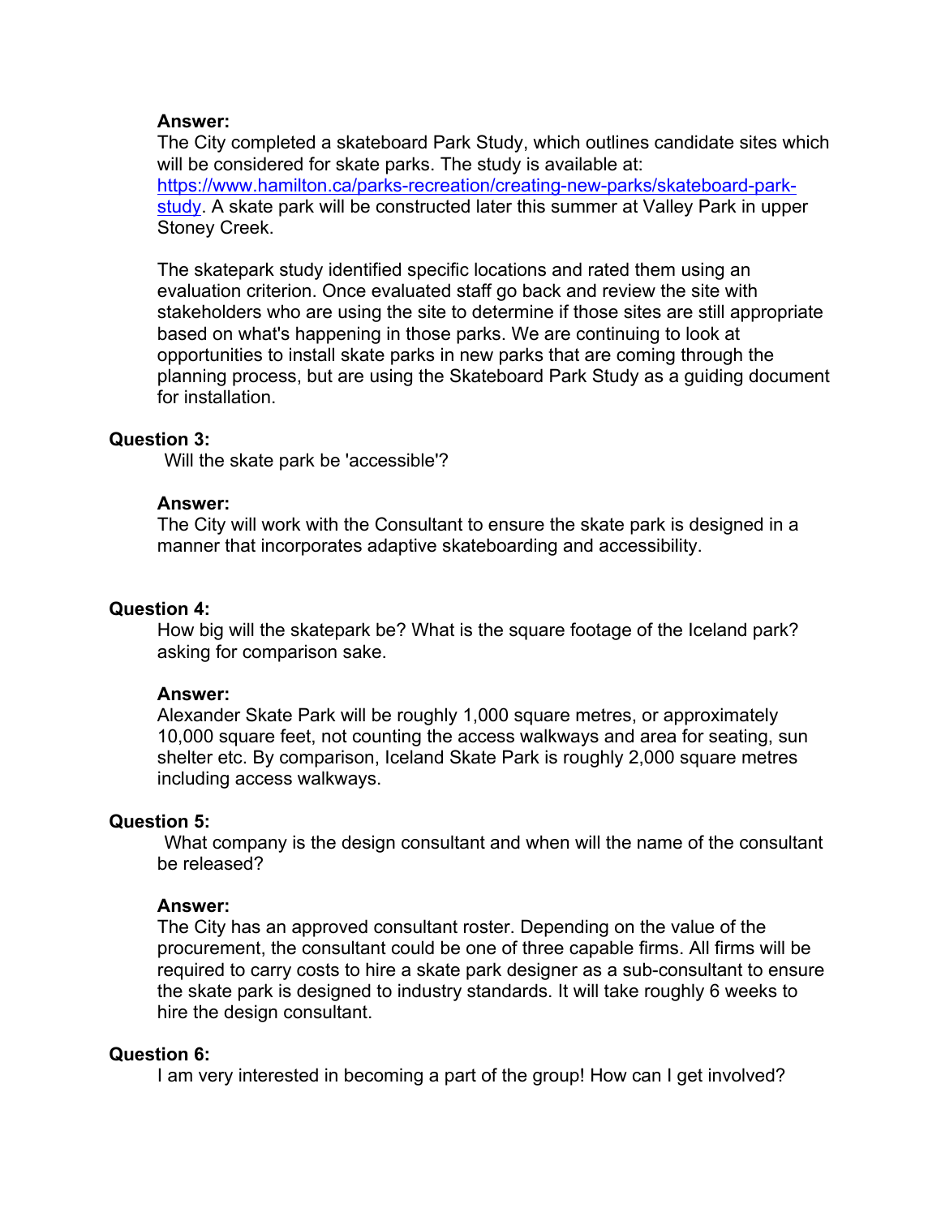**Answer:**
The City completed a skateboard Park Study, which outlines candidate sites which will be considered for skate parks. The study is available at: [https://www.hamilton.ca/parks-recreation/creating-new-parks/skateboard-park-study](https://www.hamilton.ca/parks-recreation/creating-new-parks/skateboard-park-study). A skate park will be constructed later this summer at Valley Park in upper Stoney Creek.

The skatepark study identified specific locations and rated them using an evaluation criterion. Once evaluated staff go back and review the site with stakeholders who are using the site to determine if those sites are still appropriate based on what's happening in those parks. We are continuing to look at opportunities to install skate parks in new parks that are coming through the planning process, but are using the Skateboard Park Study as a guiding document for installation.

**Question 3:**
Will the skate park be 'accessible'?

**Answer:**
The City will work with the Consultant to ensure the skate park is designed in a manner that incorporates adaptive skateboarding and accessibility.

**Question 4:**
How big will the skatepark be? What is the square footage of the Iceland park? asking for comparison sake.

**Answer:**
Alexander Skate Park will be roughly 1,000 square metres, or approximately 10,000 square feet, not counting the access walkways and area for seating, sun shelter etc. By comparison, Iceland Skate Park is roughly 2,000 square metres including access walkways.

**Question 5:**
What company is the design consultant and when will the name of the consultant be released?

**Answer:**
The City has an approved consultant roster. Depending on the value of the procurement, the consultant could be one of three capable firms. All firms will be required to carry costs to hire a skate park designer as a sub-consultant to ensure the skate park is designed to industry standards. It will take roughly 6 weeks to hire the design consultant.

**Question 6:**
I am very interested in becoming a part of the group! How can I get involved?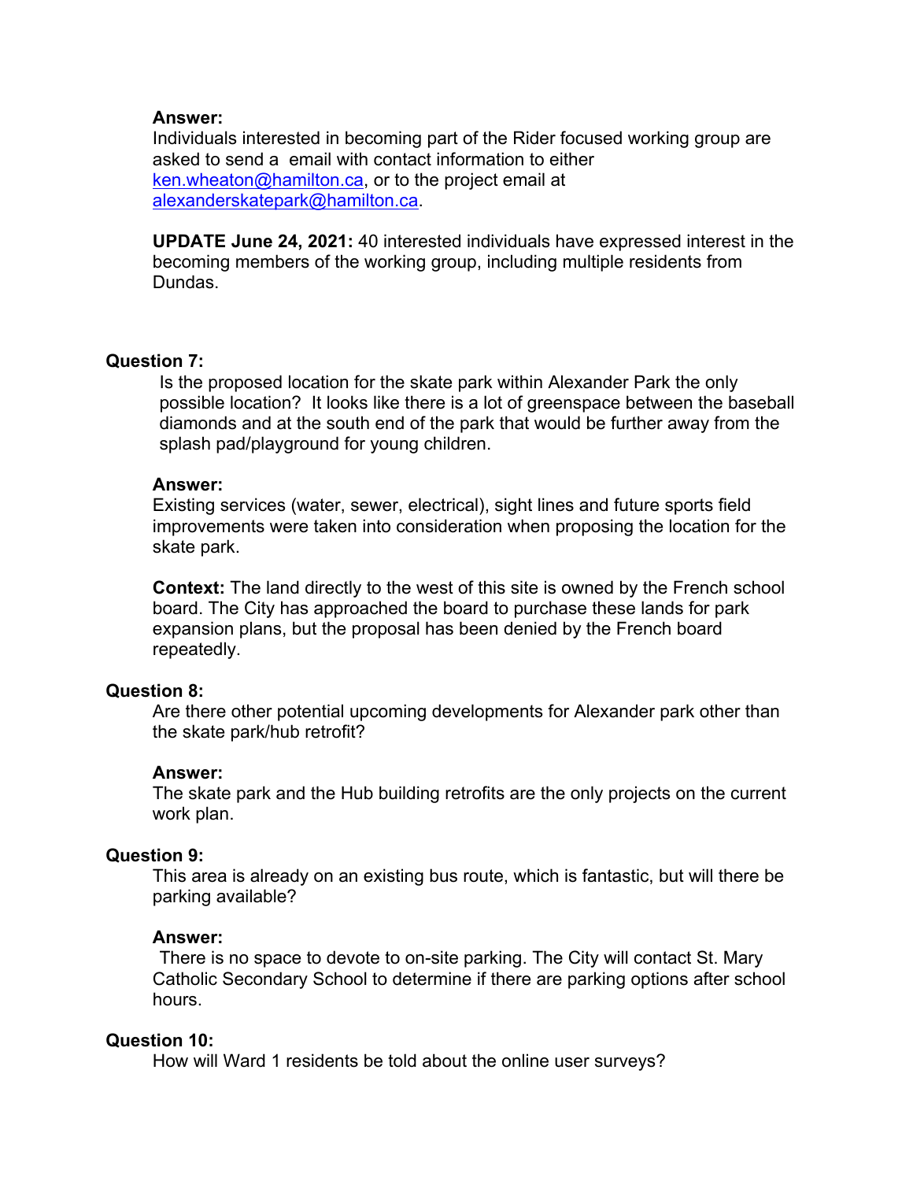**Answer:**
Individuals interested in becoming part of the Rider focused working group are asked to send a email with contact information to either ken.wheaton@hamilton.ca, or to the project email at alexanderskatepark@hamilton.ca.

**UPDATE June 24, 2021:** 40 interested individuals have expressed interest in the becoming members of the working group, including multiple residents from Dundas.

**Question 7:**
Is the proposed location for the skate park within Alexander Park the only possible location? It looks like there is a lot of greenspace between the baseball diamonds and at the south end of the park that would be further away from the splash pad/playground for young children.

**Answer:**
Existing services (water, sewer, electrical), sight lines and future sports field improvements were taken into consideration when proposing the location for the skate park.

**Context:** The land directly to the west of this site is owned by the French school board. The City has approached the board to purchase these lands for park expansion plans, but the proposal has been denied by the French board repeatedly.

**Question 8:**
Are there other potential upcoming developments for Alexander park other than the skate park/hub retrofit?

**Answer:**
The skate park and the Hub building retrofits are the only projects on the current work plan.

**Question 9:**
This area is already on an existing bus route, which is fantastic, but will there be parking available?

**Answer:**
There is no space to devote to on-site parking. The City will contact St. Mary Catholic Secondary School to determine if there are parking options after school hours.

**Question 10:**
How will Ward 1 residents be told about the online user surveys?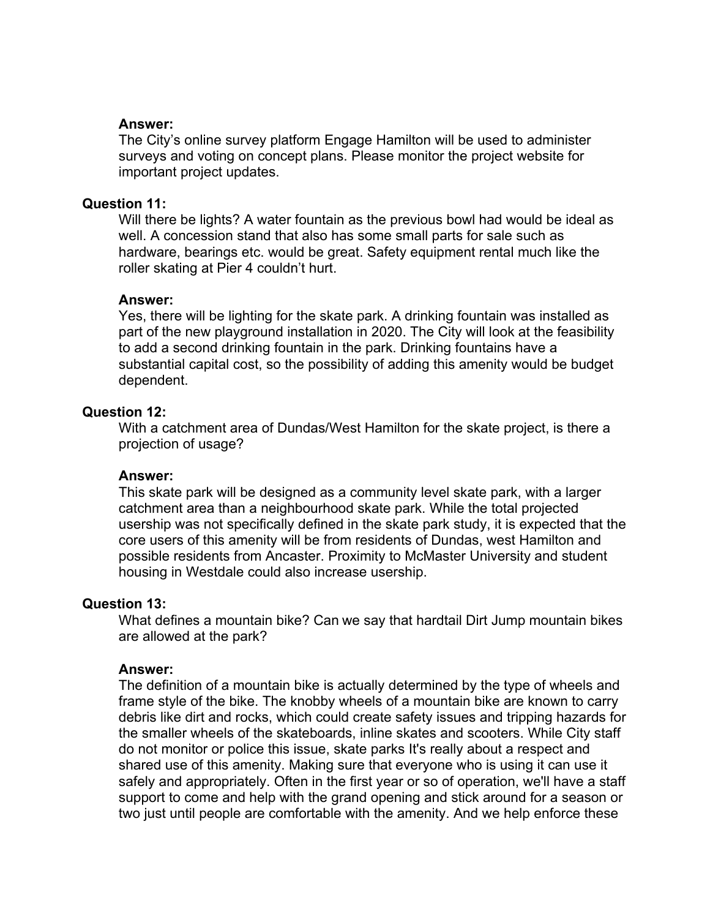**Answer:**

The City's online survey platform Engage Hamilton will be used to administer surveys and voting on concept plans. Please monitor the project website for important project updates.

**Question 11:**

Will there be lights? A water fountain as the previous bowl had would be ideal as well. A concession stand that also has some small parts for sale such as hardware, bearings etc. would be great. Safety equipment rental much like the roller skating at Pier 4 couldn't hurt.

**Answer:**

Yes, there will be lighting for the skate park. A drinking fountain was installed as part of the new playground installation in 2020. The City will look at the feasibility to add a second drinking fountain in the park. Drinking fountains have a substantial capital cost, so the possibility of adding this amenity would be budget dependent.

**Question 12:**

With a catchment area of Dundas/West Hamilton for the skate project, is there a projection of usage?

**Answer:**

This skate park will be designed as a community level skate park, with a larger catchment area than a neighbourhood skate park. While the total projected usership was not specifically defined in the skate park study, it is expected that the core users of this amenity will be from residents of Dundas, west Hamilton and possible residents from Ancaster. Proximity to McMaster University and student housing in Westdale could also increase usership.

**Question 13:**

What defines a mountain bike? Can we say that hardtail Dirt Jump mountain bikes are allowed at the park?

**Answer:**

The definition of a mountain bike is actually determined by the type of wheels and frame style of the bike. The knobby wheels of a mountain bike are known to carry debris like dirt and rocks, which could create safety issues and tripping hazards for the smaller wheels of the skateboards, inline skates and scooters. While City staff do not monitor or police this issue, skate parks It's really about a respect and shared use of this amenity. Making sure that everyone who is using it can use it safely and appropriately. Often in the first year or so of operation, we'll have a staff support to come and help with the grand opening and stick around for a season or two just until people are comfortable with the amenity. And we help enforce these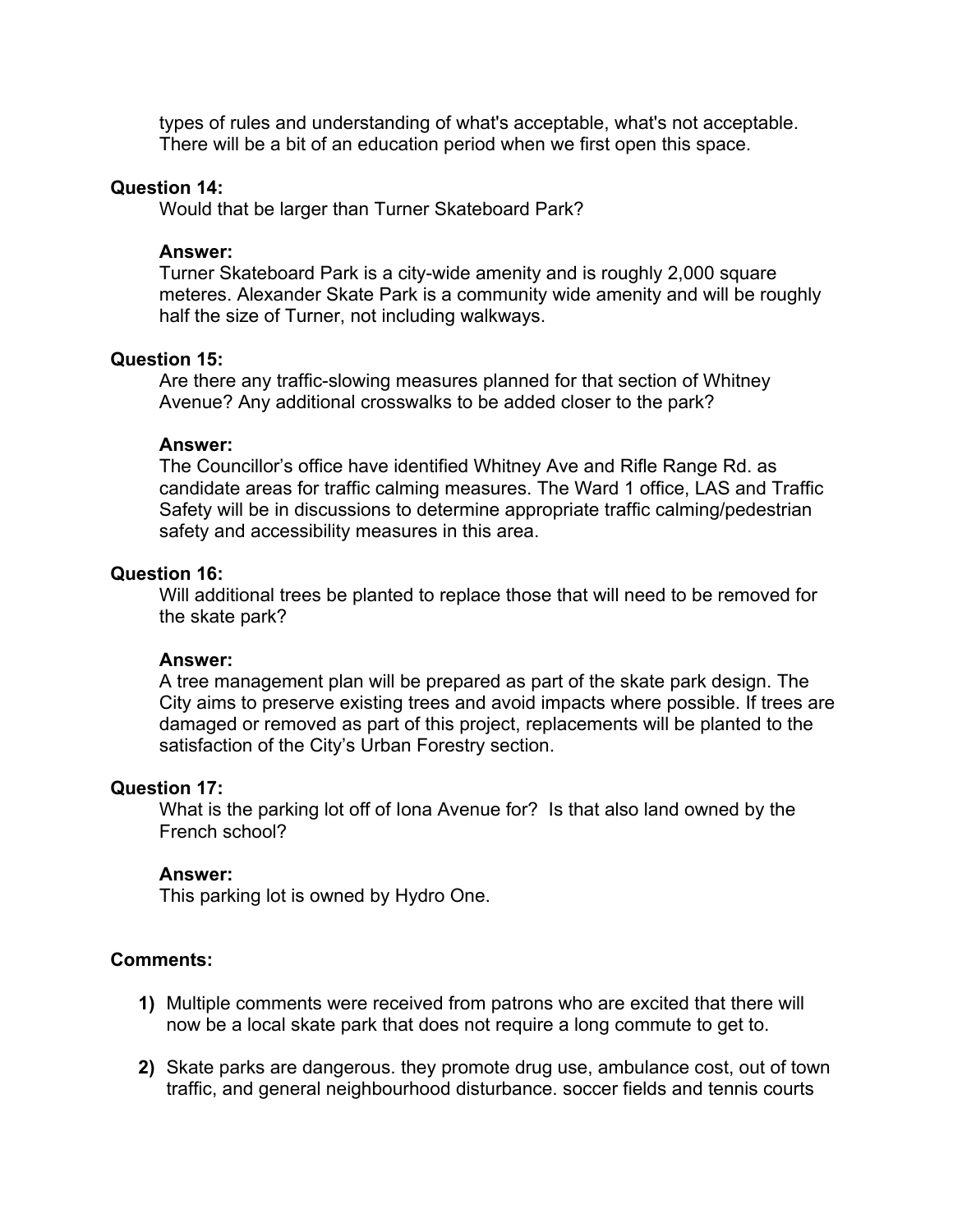types of rules and understanding of what's acceptable, what's not acceptable. There will be a bit of an education period when we first open this space.

**Question 14:**

Would that be larger than Turner Skateboard Park?

**Answer:**

Turner Skateboard Park is a city-wide amenity and is roughly 2,000 square meteres. Alexander Skate Park is a community wide amenity and will be roughly half the size of Turner, not including walkways.

**Question 15:**

Are there any traffic-slowing measures planned for that section of Whitney Avenue? Any additional crosswalks to be added closer to the park?

**Answer:**

The Councillor's office have identified Whitney Ave and Rifle Range Rd. as candidate areas for traffic calming measures. The Ward 1 office, LAS and Traffic Safety will be in discussions to determine appropriate traffic calming/pedestrian safety and accessibility measures in this area.

**Question 16:**

Will additional trees be planted to replace those that will need to be removed for the skate park?

**Answer:**

A tree management plan will be prepared as part of the skate park design. The City aims to preserve existing trees and avoid impacts where possible. If trees are damaged or removed as part of this project, replacements will be planted to the satisfaction of the City's Urban Forestry section.

**Question 17:**

What is the parking lot off of Iona Avenue for? Is that also land owned by the French school?

**Answer:**

This parking lot is owned by Hydro One.

**Comments:**

1) Multiple comments were received from patrons who are excited that there will now be a local skate park that does not require a long commute to get to.

2) Skate parks are dangerous. they promote drug use, ambulance cost, out of town traffic, and general neighbourhood disturbance. soccer fields and tennis courts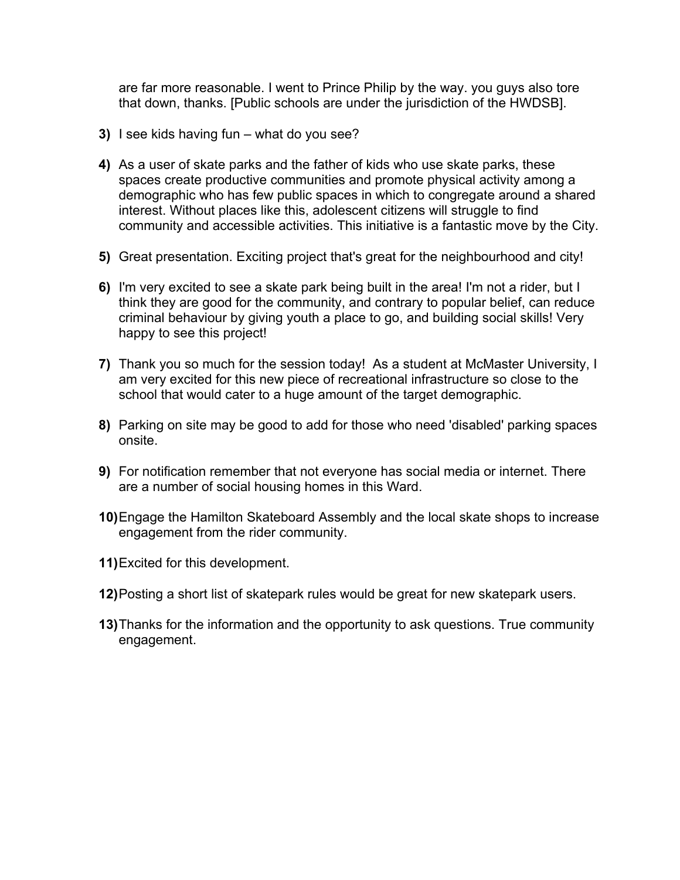are far more reasonable. I went to Prince Philip by the way. you guys also tore that down, thanks. [Public schools are under the jurisdiction of the HWDSB].

**3)** I see kids having fun – what do you see?

**4)** As a user of skate parks and the father of kids who use skate parks, these spaces create productive communities and promote physical activity among a demographic who has few public spaces in which to congregate around a shared interest. Without places like this, adolescent citizens will struggle to find community and accessible activities. This initiative is a fantastic move by the City.

**5)** Great presentation. Exciting project that's great for the neighbourhood and city!

**6)** I'm very excited to see a skate park being built in the area! I'm not a rider, but I think they are good for the community, and contrary to popular belief, can reduce criminal behaviour by giving youth a place to go, and building social skills! Very happy to see this project!

**7)** Thank you so much for the session today! As a student at McMaster University, I am very excited for this new piece of recreational infrastructure so close to the school that would cater to a huge amount of the target demographic.

**8)** Parking on site may be good to add for those who need 'disabled' parking spaces onsite.

**9)** For notification remember that not everyone has social media or internet. There are a number of social housing homes in this Ward.

**10)** Engage the Hamilton Skateboard Assembly and the local skate shops to increase engagement from the rider community.

**11)** Excited for this development.

**12)** Posting a short list of skatepark rules would be great for new skatepark users.

**13)** Thanks for the information and the opportunity to ask questions. True community engagement.